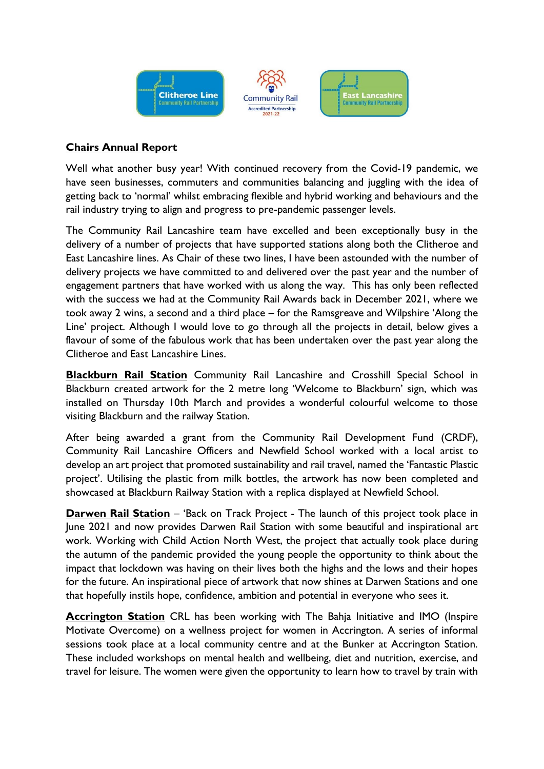## Chairs Annual Report

Well what another busy year! With continued recovery from the Covid-19 pandemic, we have seen businesses, commuters and communities balancing and juggling with the idea of getting back to 'normal' whilst embracing flexible and hybrid working and behaviours and the rail industry trying to align and progress to pre-pandemic passenger levels.

The Community Rail Lancashire team have excelled and been exceptionally busy in the delivery of a number of projects that have supported stations along both the Clitheroe and East Lancashire lines. As Chair of these two lines, I have been astounded with the number of delivery projects we have committed to and delivered over the past year and the number of engagement partners that have worked with us along the way. This has only been reflected with the success we had at the Community Rail Awards back in December 2021, where we took away 2 wins, a second and a third place – for the Ramsgreave and Wilpshire 'Along the Line' project. Although I would love to go through all the projects in detail, below gives a flavour of some of the fabulous work that has been undertaken over the past year along the Clitheroe and East Lancashire Lines.

**Blackburn Rail Station** Community Rail Lancashire and Crosshill Special School in Blackburn created artwork for the 2 metre long 'Welcome to Blackburn' sign, which was installed on Thursday 10th March and provides a wonderful colourful welcome to those visiting Blackburn and the railway Station.

After being awarded a grant from the Community Rail Development Fund (CRDF), Community Rail Lancashire Officers and Newfield School worked with a local artist to develop an art project that promoted sustainability and rail travel, named the 'Fantastic Plastic project'. Utilising the plastic from milk bottles, the artwork has now been completed and showcased at Blackburn Railway Station with a replica displayed at Newfield School.

**Darwen Rail Station** – 'Back on Track Project - The launch of this project took place in June 2021 and now provides Darwen Rail Station with some beautiful and inspirational art work. Working with Child Action North West, the project that actually took place during the autumn of the pandemic provided the young people the opportunity to think about the impact that lockdown was having on their lives both the highs and the lows and their hopes for the future. An inspirational piece of artwork that now shines at Darwen Stations and one that hopefully instils hope, confidence, ambition and potential in everyone who sees it.

**Accrington Station** CRL has been working with The Bahja Initiative and IMO (Inspire Motivate Overcome) on a wellness project for women in Accrington. A series of informal sessions took place at a local community centre and at the Bunker at Accrington Station. These included workshops on mental health and wellbeing, diet and nutrition, exercise, and travel for leisure. The women were given the opportunity to learn how to travel by train with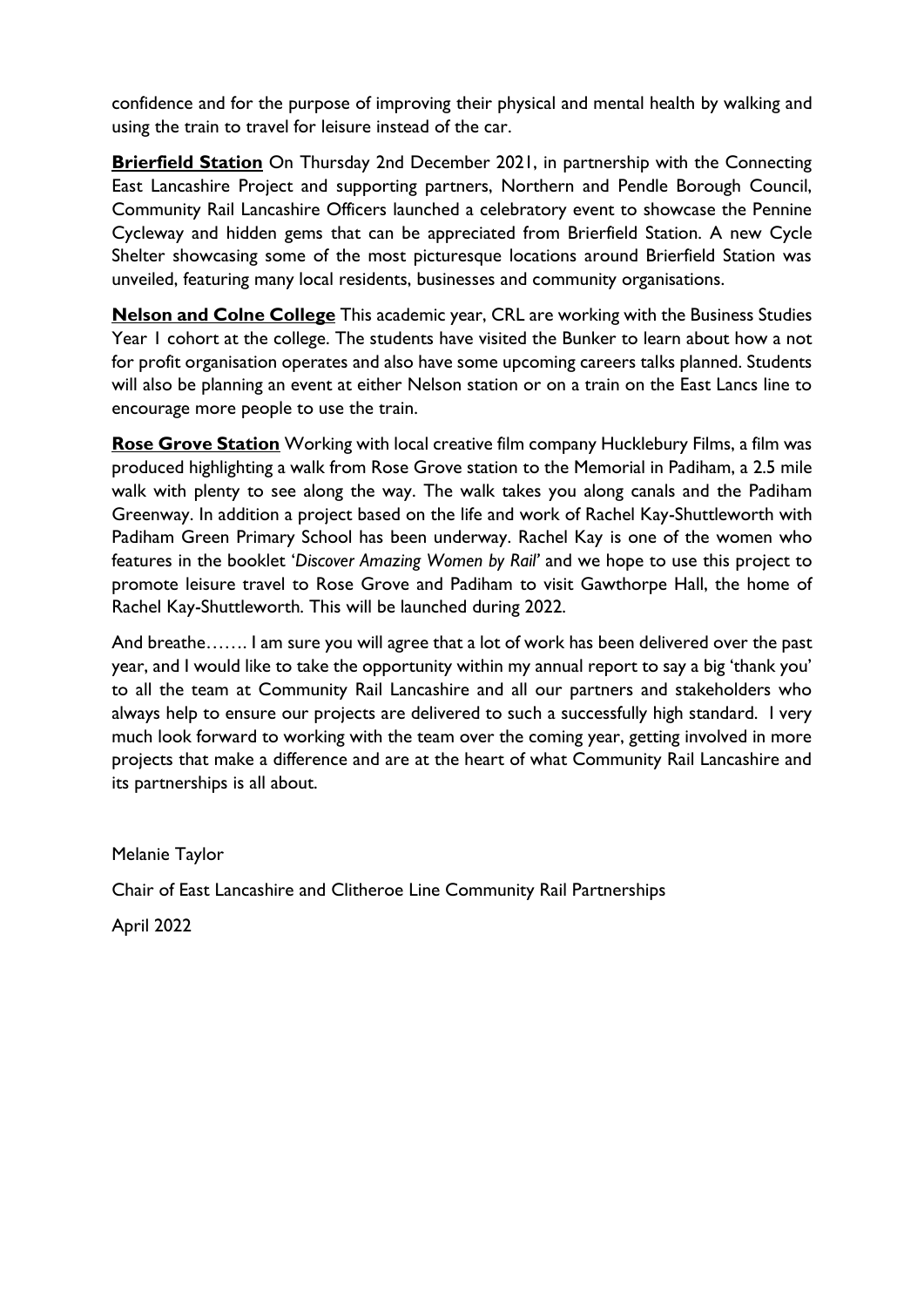confidence and for the purpose of improving their physical and mental health by walking and using the train to travel for leisure instead of the car.

**Brierfield Station** On Thursday 2nd December 2021, in partnership with the Connecting East Lancashire Project and supporting partners, Northern and Pendle Borough Council, Community Rail Lancashire Officers launched a celebratory event to showcase the Pennine Cycleway and hidden gems that can be appreciated from Brierfield Station. A new Cycle Shelter showcasing some of the most picturesque locations around Brierfield Station was unveiled, featuring many local residents, businesses and community organisations.

**Nelson and Colne College** This academic year, CRL are working with the Business Studies Year 1 cohort at the college. The students have visited the Bunker to learn about how a not for profit organisation operates and also have some upcoming careers talks planned. Students will also be planning an event at either Nelson station or on a train on the East Lancs line to encourage more people to use the train.

**Rose Grove Station** Working with local creative film company Hucklebury Films, a film was produced highlighting a walk from Rose Grove station to the Memorial in Padiham, a 2.5 mile walk with plenty to see along the way. The walk takes you along canals and the Padiham Greenway. In addition a project based on the life and work of Rachel Kay-Shuttleworth with Padiham Green Primary School has been underway. Rachel Kay is one of the women who features in the booklet '*Discover Amazing Women by Rail*' and we hope to use this project to promote leisure travel to Rose Grove and Padiham to visit Gawthorpe Hall, the home of Rachel Kay-Shuttleworth. This will be launched during 2022.

And breathe……. I am sure you will agree that a lot of work has been delivered over the past year, and I would like to take the opportunity within my annual report to say a big 'thank you' to all the team at Community Rail Lancashire and all our partners and stakeholders who always help to ensure our projects are delivered to such a successfully high standard. I very much look forward to working with the team over the coming year, getting involved in more projects that make a difference and are at the heart of what Community Rail Lancashire and its partnerships is all about.

Melanie Taylor

Chair of East Lancashire and Clitheroe Line Community Rail Partnerships

April 2022